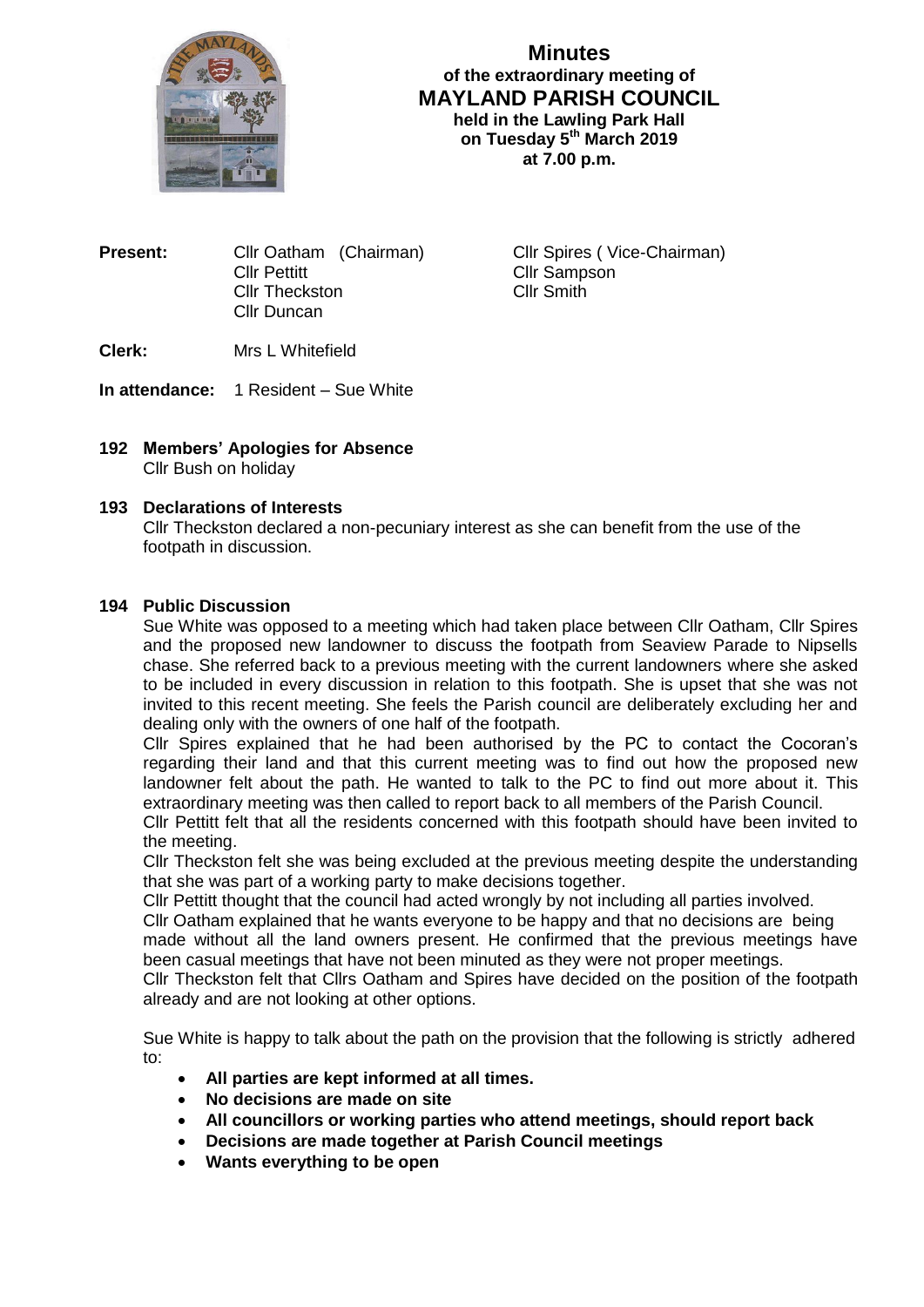# Minutes
## of the extraordinary meeting of
## MAYLAND PARISH COUNCIL
**held in the Lawling Park Hall**
**on Tuesday 5th March 2019**
**at 7.00 p.m.**

**Present:** Cllr Oatham (Chairman), Cllr Spires ( Vice-Chairman), Cllr Pettitt, Cllr Sampson, Cllr Theckston, Cllr Smith, Cllr Duncan

**Clerk:** Mrs L Whitefield

**In attendance:** 1 Resident – Sue White

### 192 Members' Apologies for Absence

Cllr Bush on holiday

### 193 Declarations of Interests

Cllr Theckston declared a non-pecuniary interest as she can benefit from the use of the footpath in discussion.

### 194 Public Discussion

Sue White was opposed to a meeting which had taken place between Cllr Oatham, Cllr Spires and the proposed new landowner to discuss the footpath from Seaview Parade to Nipsells chase. She referred back to a previous meeting with the current landowners where she asked to be included in every discussion in relation to this footpath. She is upset that she was not invited to this recent meeting. She feels the Parish council are deliberately excluding her and dealing only with the owners of one half of the footpath.

Cllr Spires explained that he had been authorised by the PC to contact the Cocoran's regarding their land and that this current meeting was to find out how the proposed new landowner felt about the path. He wanted to talk to the PC to find out more about it. This extraordinary meeting was then called to report back to all members of the Parish Council.

Cllr Pettitt felt that all the residents concerned with this footpath should have been invited to the meeting.

Cllr Theckston felt she was being excluded at the previous meeting despite the understanding that she was part of a working party to make decisions together.

Cllr Pettitt thought that the council had acted wrongly by not including all parties involved.

Cllr Oatham explained that he wants everyone to be happy and that no decisions are being made without all the land owners present. He confirmed that the previous meetings have been casual meetings that have not been minuted as they were not proper meetings.

Cllr Theckston felt that Cllrs Oatham and Spires have decided on the position of the footpath already and are not looking at other options.

Sue White is happy to talk about the path on the provision that the following is strictly adhered to:

- **All parties are kept informed at all times.**
- **No decisions are made on site**
- **All councillors or working parties who attend meetings, should report back**
- **Decisions are made together at Parish Council meetings**
- **Wants everything to be open**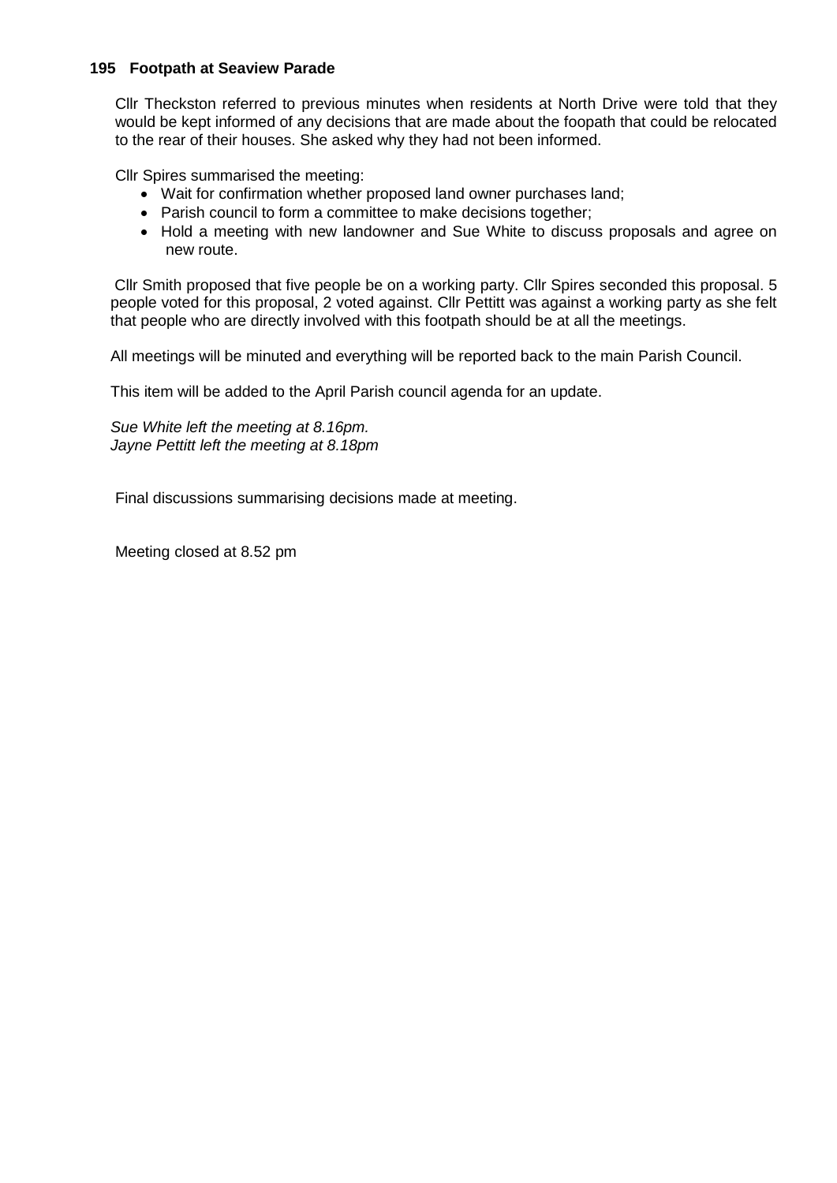**195 Footpath at Seaview Parade**

Cllr Theckston referred to previous minutes when residents at North Drive were told that they would be kept informed of any decisions that are made about the foopath that could be relocated to the rear of their houses. She asked why they had not been informed.

Cllr Spires summarised the meeting:

- Wait for confirmation whether proposed land owner purchases land;
- Parish council to form a committee to make decisions together;
- Hold a meeting with new landowner and Sue White to discuss proposals and agree on new route.

Cllr Smith proposed that five people be on a working party. Cllr Spires seconded this proposal. 5 people voted for this proposal, 2 voted against. Cllr Pettitt was against a working party as she felt that people who are directly involved with this footpath should be at all the meetings.

All meetings will be minuted and everything will be reported back to the main Parish Council.

This item will be added to the April Parish council agenda for an update.

*Sue White left the meeting at 8.16pm.*
*Jayne Pettitt left the meeting at 8.18pm*

Final discussions summarising decisions made at meeting.

Meeting closed at 8.52 pm